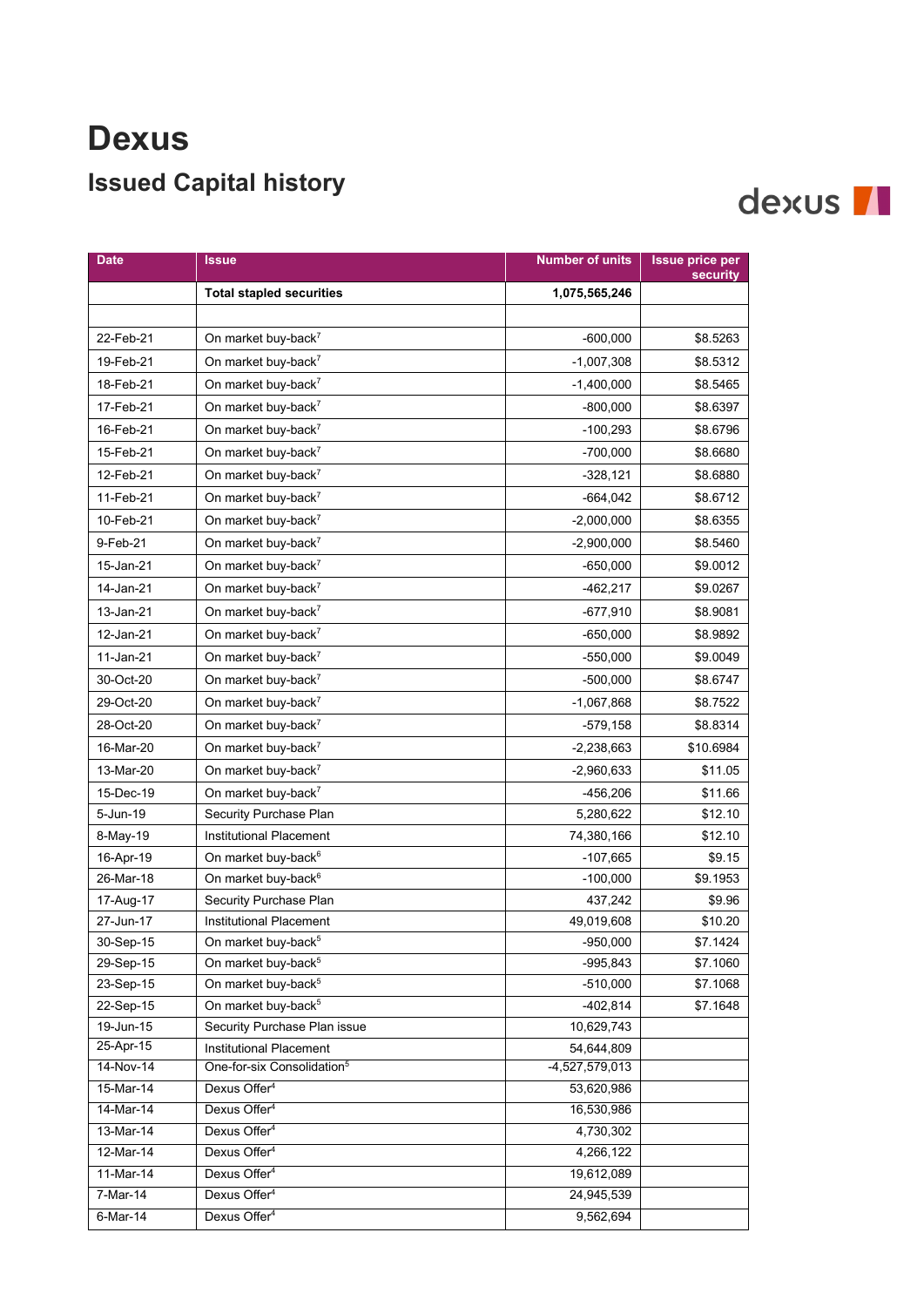# Dexus

## Issued Capital history

| Date | Issue | Number of units | Issue price per security |
|---|---|---|---|
| | **Total stapled securities** | **1,075,565,246** | |
| | | | |
| 22-Feb-21 | On market buy-back[7] | -600,000 | $8.5263 |
| 19-Feb-21 | On market buy-back[7] | -1,007,308 | $8.5312 |
| 18-Feb-21 | On market buy-back[7] | -1,400,000 | $8.5465 |
| 17-Feb-21 | On market buy-back[7] | -800,000 | $8.6397 |
| 16-Feb-21 | On market buy-back[7] | -100,293 | $8.6796 |
| 15-Feb-21 | On market buy-back[7] | -700,000 | $8.6680 |
| 12-Feb-21 | On market buy-back[7] | -328,121 | $8.6880 |
| 11-Feb-21 | On market buy-back[7] | -664,042 | $8.6712 |
| 10-Feb-21 | On market buy-back[7] | -2,000,000 | $8.6355 |
| 9-Feb-21 | On market buy-back[7] | -2,900,000 | $8.5460 |
| 15-Jan-21 | On market buy-back[7] | -650,000 | $9.0012 |
| 14-Jan-21 | On market buy-back[7] | -462,217 | $9.0267 |
| 13-Jan-21 | On market buy-back[7] | -677,910 | $8.9081 |
| 12-Jan-21 | On market buy-back[7] | -650,000 | $8.9892 |
| 11-Jan-21 | On market buy-back[7] | -550,000 | $9.0049 |
| 30-Oct-20 | On market buy-back[7] | -500,000 | $8.6747 |
| 29-Oct-20 | On market buy-back[7] | -1,067,868 | $8.7522 |
| 28-Oct-20 | On market buy-back[7] | -579,158 | $8.8314 |
| 16-Mar-20 | On market buy-back[7] | -2,238,663 | $10.6984 |
| 13-Mar-20 | On market buy-back[7] | -2,960,633 | $11.05 |
| 15-Dec-19 | On market buy-back[7] | -456,206 | $11.66 |
| 5-Jun-19 | Security Purchase Plan | 5,280,622 | $12.10 |
| 8-May-19 | Institutional Placement | 74,380,166 | $12.10 |
| 16-Apr-19 | On market buy-back[6] | -107,665 | $9.15 |
| 26-Mar-18 | On market buy-back[6] | -100,000 | $9.1953 |
| 17-Aug-17 | Security Purchase Plan | 437,242 | $9.96 |
| 27-Jun-17 | Institutional Placement | 49,019,608 | $10.20 |
| 30-Sep-15 | On market buy-back[5] | -950,000 | $7.1424 |
| 29-Sep-15 | On market buy-back[5] | -995,843 | $7.1060 |
| 23-Sep-15 | On market buy-back[5] | -510,000 | $7.1068 |
| 22-Sep-15 | On market buy-back[5] | -402,814 | $7.1648 |
| 19-Jun-15 | Security Purchase Plan issue | 10,629,743 | |
| 25-Apr-15 | Institutional Placement | 54,644,809 | |
| 14-Nov-14 | One-for-six Consolidation[5] | -4,527,579,013 | |
| 15-Mar-14 | Dexus Offer[4] | 53,620,986 | |
| 14-Mar-14 | Dexus Offer[4] | 16,530,986 | |
| 13-Mar-14 | Dexus Offer[4] | 4,730,302 | |
| 12-Mar-14 | Dexus Offer[4] | 4,266,122 | |
| 11-Mar-14 | Dexus Offer[4] | 19,612,089 | |
| 7-Mar-14 | Dexus Offer[4] | 24,945,539 | |
| 6-Mar-14 | Dexus Offer[4] | 9,562,694 | |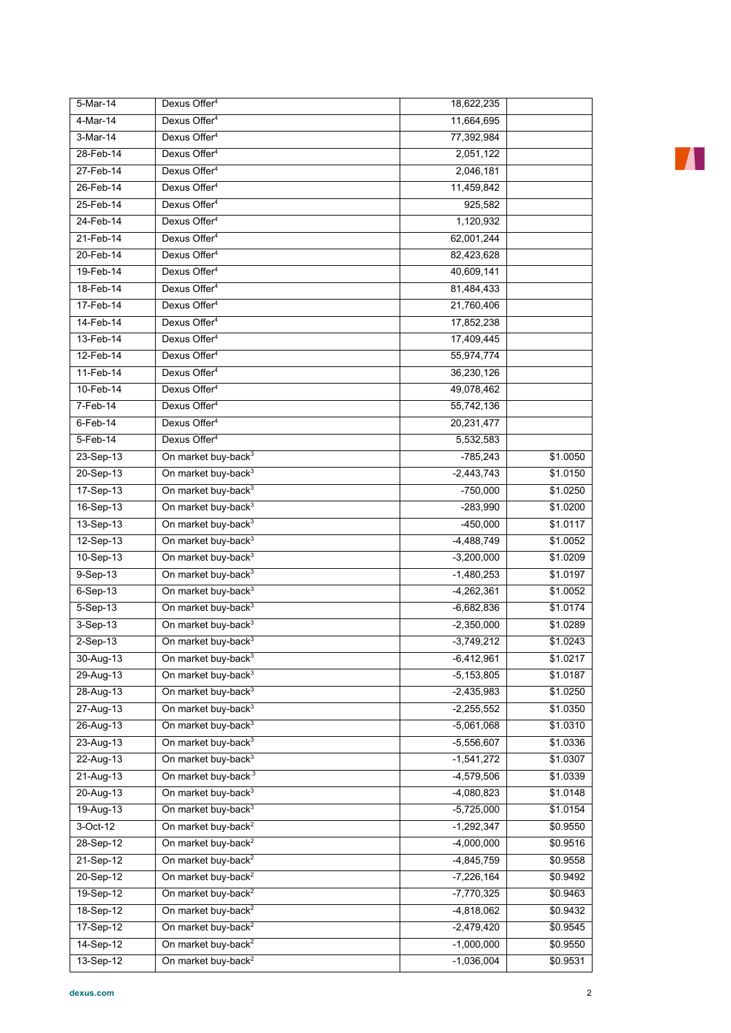| | | | |
|---|---|---|---|
| 5-Mar-14 | Dexus Offer[4] | 18,622,235 | |
| 4-Mar-14 | Dexus Offer[4] | 11,664,695 | |
| 3-Mar-14 | Dexus Offer[4] | 77,392,984 | |
| 28-Feb-14 | Dexus Offer[4] | 2,051,122 | |
| 27-Feb-14 | Dexus Offer[4] | 2,046,181 | |
| 26-Feb-14 | Dexus Offer[4] | 11,459,842 | |
| 25-Feb-14 | Dexus Offer[4] | 925,582 | |
| 24-Feb-14 | Dexus Offer[4] | 1,120,932 | |
| 21-Feb-14 | Dexus Offer[4] | 62,001,244 | |
| 20-Feb-14 | Dexus Offer[4] | 82,423,628 | |
| 19-Feb-14 | Dexus Offer[4] | 40,609,141 | |
| 18-Feb-14 | Dexus Offer[4] | 81,484,433 | |
| 17-Feb-14 | Dexus Offer[4] | 21,760,406 | |
| 14-Feb-14 | Dexus Offer[4] | 17,852,238 | |
| 13-Feb-14 | Dexus Offer[4] | 17,409,445 | |
| 12-Feb-14 | Dexus Offer[4] | 55,974,774 | |
| 11-Feb-14 | Dexus Offer[4] | 36,230,126 | |
| 10-Feb-14 | Dexus Offer[4] | 49,078,462 | |
| 7-Feb-14 | Dexus Offer[4] | 55,742,136 | |
| 6-Feb-14 | Dexus Offer[4] | 20,231,477 | |
| 5-Feb-14 | Dexus Offer[4] | 5,532,583 | |
| 23-Sep-13 | On market buy-back[3] | -785,243 | $1.0050 |
| 20-Sep-13 | On market buy-back[3] | -2,443,743 | $1.0150 |
| 17-Sep-13 | On market buy-back[3] | -750,000 | $1.0250 |
| 16-Sep-13 | On market buy-back[3] | -283,990 | $1.0200 |
| 13-Sep-13 | On market buy-back[3] | -450,000 | $1.0117 |
| 12-Sep-13 | On market buy-back[3] | -4,488,749 | $1.0052 |
| 10-Sep-13 | On market buy-back[3] | -3,200,000 | $1.0209 |
| 9-Sep-13 | On market buy-back[3] | -1,480,253 | $1.0197 |
| 6-Sep-13 | On market buy-back[3] | -4,262,361 | $1.0052 |
| 5-Sep-13 | On market buy-back[3] | -6,682,836 | $1.0174 |
| 3-Sep-13 | On market buy-back[3] | -2,350,000 | $1.0289 |
| 2-Sep-13 | On market buy-back[3] | -3,749,212 | $1.0243 |
| 30-Aug-13 | On market buy-back[3] | -6,412,961 | $1.0217 |
| 29-Aug-13 | On market buy-back[3] | -5,153,805 | $1.0187 |
| 28-Aug-13 | On market buy-back[3] | -2,435,983 | $1.0250 |
| 27-Aug-13 | On market buy-back[3] | -2,255,552 | $1.0350 |
| 26-Aug-13 | On market buy-back[3] | -5,061,068 | $1.0310 |
| 23-Aug-13 | On market buy-back[3] | -5,556,607 | $1.0336 |
| 22-Aug-13 | On market buy-back[3] | -1,541,272 | $1.0307 |
| 21-Aug-13 | On market buy-back[3] | -4,579,506 | $1.0339 |
| 20-Aug-13 | On market buy-back[3] | -4,080,823 | $1.0148 |
| 19-Aug-13 | On market buy-back[3] | -5,725,000 | $1.0154 |
| 3-Oct-12 | On market buy-back[2] | -1,292,347 | $0.9550 |
| 28-Sep-12 | On market buy-back[2] | -4,000,000 | $0.9516 |
| 21-Sep-12 | On market buy-back[2] | -4,845,759 | $0.9558 |
| 20-Sep-12 | On market buy-back[2] | -7,226,164 | $0.9492 |
| 19-Sep-12 | On market buy-back[2] | -7,770,325 | $0.9463 |
| 18-Sep-12 | On market buy-back[2] | -4,818,062 | $0.9432 |
| 17-Sep-12 | On market buy-back[2] | -2,479,420 | $0.9545 |
| 14-Sep-12 | On market buy-back[2] | -1,000,000 | $0.9550 |
| 13-Sep-12 | On market buy-back[2] | -1,036,004 | $0.9531 |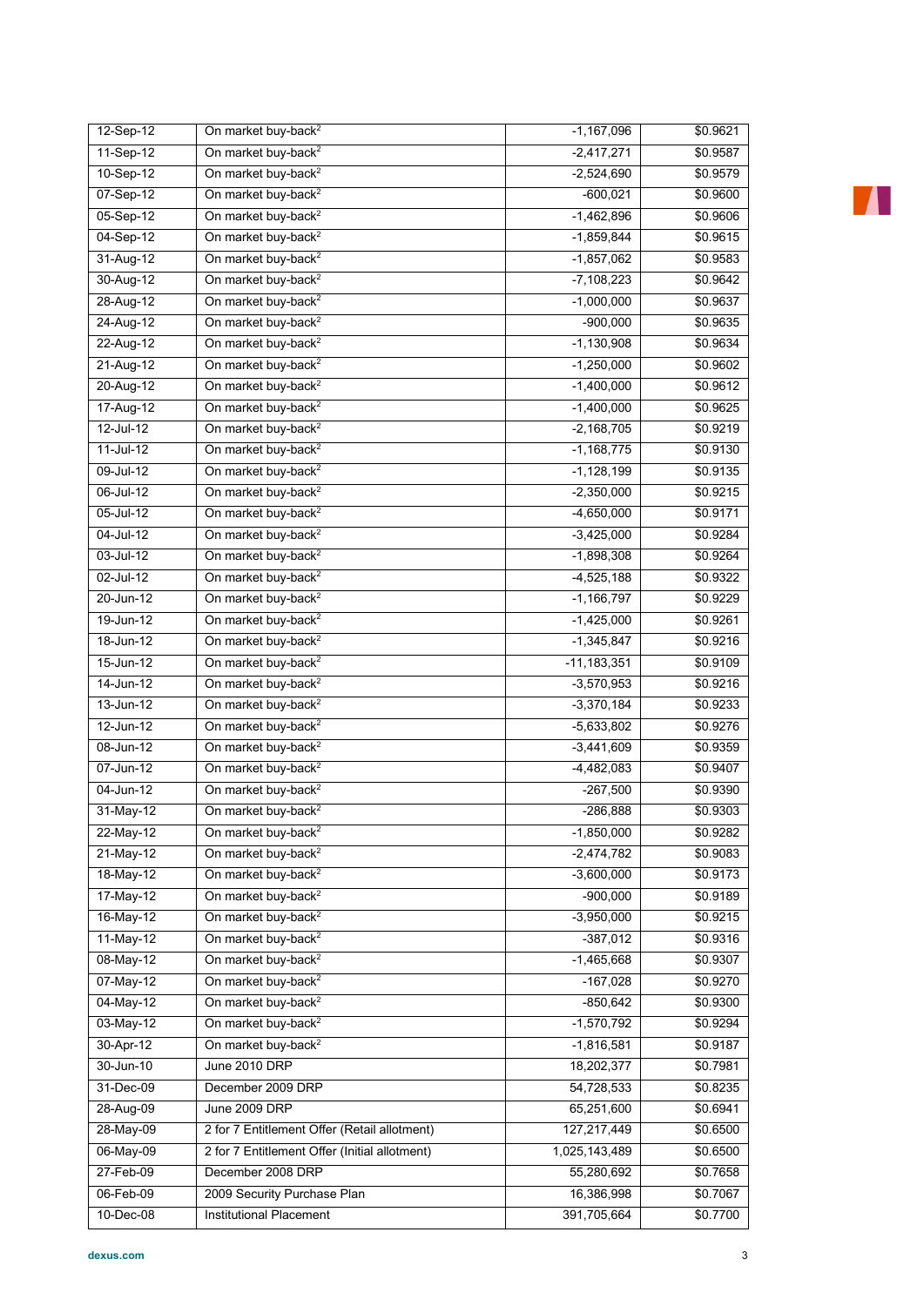| 12-Sep-12 | On market buy-back[2] | -1,167,096 | $0.9621 |
|---|---|---|---|
| 11-Sep-12 | On market buy-back[2] | -2,417,271 | $0.9587 |
| 10-Sep-12 | On market buy-back[2] | -2,524,690 | $0.9579 |
| 07-Sep-12 | On market buy-back[2] | -600,021 | $0.9600 |
| 05-Sep-12 | On market buy-back[2] | -1,462,896 | $0.9606 |
| 04-Sep-12 | On market buy-back[2] | -1,859,844 | $0.9615 |
| 31-Aug-12 | On market buy-back[2] | -1,857,062 | $0.9583 |
| 30-Aug-12 | On market buy-back[2] | -7,108,223 | $0.9642 |
| 28-Aug-12 | On market buy-back[2] | -1,000,000 | $0.9637 |
| 24-Aug-12 | On market buy-back[2] | -900,000 | $0.9635 |
| 22-Aug-12 | On market buy-back[2] | -1,130,908 | $0.9634 |
| 21-Aug-12 | On market buy-back[2] | -1,250,000 | $0.9602 |
| 20-Aug-12 | On market buy-back[2] | -1,400,000 | $0.9612 |
| 17-Aug-12 | On market buy-back[2] | -1,400,000 | $0.9625 |
| 12-Jul-12 | On market buy-back[2] | -2,168,705 | $0.9219 |
| 11-Jul-12 | On market buy-back[2] | -1,168,775 | $0.9130 |
| 09-Jul-12 | On market buy-back[2] | -1,128,199 | $0.9135 |
| 06-Jul-12 | On market buy-back[2] | -2,350,000 | $0.9215 |
| 05-Jul-12 | On market buy-back[2] | -4,650,000 | $0.9171 |
| 04-Jul-12 | On market buy-back[2] | -3,425,000 | $0.9284 |
| 03-Jul-12 | On market buy-back[2] | -1,898,308 | $0.9264 |
| 02-Jul-12 | On market buy-back[2] | -4,525,188 | $0.9322 |
| 20-Jun-12 | On market buy-back[2] | -1,166,797 | $0.9229 |
| 19-Jun-12 | On market buy-back[2] | -1,425,000 | $0.9261 |
| 18-Jun-12 | On market buy-back[2] | -1,345,847 | $0.9216 |
| 15-Jun-12 | On market buy-back[2] | -11,183,351 | $0.9109 |
| 14-Jun-12 | On market buy-back[2] | -3,570,953 | $0.9216 |
| 13-Jun-12 | On market buy-back[2] | -3,370,184 | $0.9233 |
| 12-Jun-12 | On market buy-back[2] | -5,633,802 | $0.9276 |
| 08-Jun-12 | On market buy-back[2] | -3,441,609 | $0.9359 |
| 07-Jun-12 | On market buy-back[2] | -4,482,083 | $0.9407 |
| 04-Jun-12 | On market buy-back[2] | -267,500 | $0.9390 |
| 31-May-12 | On market buy-back[2] | -286,888 | $0.9303 |
| 22-May-12 | On market buy-back[2] | -1,850,000 | $0.9282 |
| 21-May-12 | On market buy-back[2] | -2,474,782 | $0.9083 |
| 18-May-12 | On market buy-back[2] | -3,600,000 | $0.9173 |
| 17-May-12 | On market buy-back[2] | -900,000 | $0.9189 |
| 16-May-12 | On market buy-back[2] | -3,950,000 | $0.9215 |
| 11-May-12 | On market buy-back[2] | -387,012 | $0.9316 |
| 08-May-12 | On market buy-back[2] | -1,465,668 | $0.9307 |
| 07-May-12 | On market buy-back[2] | -167,028 | $0.9270 |
| 04-May-12 | On market buy-back[2] | -850,642 | $0.9300 |
| 03-May-12 | On market buy-back[2] | -1,570,792 | $0.9294 |
| 30-Apr-12 | On market buy-back[2] | -1,816,581 | $0.9187 |
| 30-Jun-10 | June 2010 DRP | 18,202,377 | $0.7981 |
| 31-Dec-09 | December 2009 DRP | 54,728,533 | $0.8235 |
| 28-Aug-09 | June 2009 DRP | 65,251,600 | $0.6941 |
| 28-May-09 | 2 for 7 Entitlement Offer (Retail allotment) | 127,217,449 | $0.6500 |
| 06-May-09 | 2 for 7 Entitlement Offer (Initial allotment) | 1,025,143,489 | $0.6500 |
| 27-Feb-09 | December 2008 DRP | 55,280,692 | $0.7658 |
| 06-Feb-09 | 2009 Security Purchase Plan | 16,386,998 | $0.7067 |
| 10-Dec-08 | Institutional Placement | 391,705,664 | $0.7700 |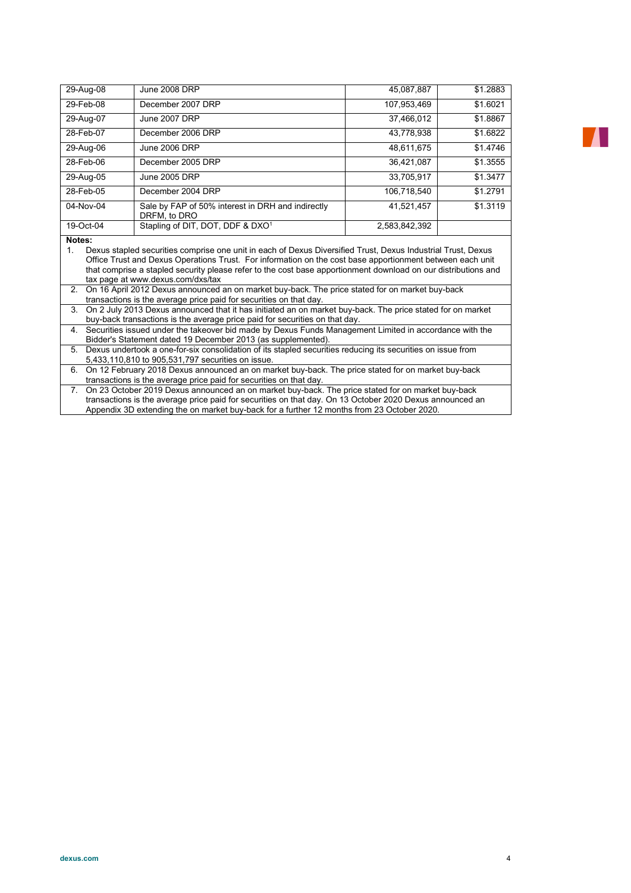| | | | |
|---|---|---|---|
| 29-Aug-08 | June 2008 DRP | 45,087,887 | $1.2883 |
| 29-Feb-08 | December 2007 DRP | 107,953,469 | $1.6021 |
| 29-Aug-07 | June 2007 DRP | 37,466,012 | $1.8867 |
| 28-Feb-07 | December 2006 DRP | 43,778,938 | $1.6822 |
| 29-Aug-06 | June 2006 DRP | 48,611,675 | $1.4746 |
| 28-Feb-06 | December 2005 DRP | 36,421,087 | $1.3555 |
| 29-Aug-05 | June 2005 DRP | 33,705,917 | $1.3477 |
| 28-Feb-05 | December 2004 DRP | 106,718,540 | $1.2791 |
| 04-Nov-04 | Sale by FAP of 50% interest in DRH and indirectly DRFM, to DRO | 41,521,457 | $1.3119 |
| 19-Oct-04 | Stapling of DIT, DOT, DDF & DXO[1] | 2,583,842,392 | |

**Notes:**

1. Dexus stapled securities comprise one unit in each of Dexus Diversified Trust, Dexus Industrial Trust, Dexus Office Trust and Dexus Operations Trust. For information on the cost base apportionment between each unit that comprise a stapled security please refer to the cost base apportionment download on our distributions and tax page at www.dexus.com/dxs/tax
2. On 16 April 2012 Dexus announced an on market buy-back. The price stated for on market buy-back transactions is the average price paid for securities on that day.
3. On 2 July 2013 Dexus announced that it has initiated an on market buy-back. The price stated for on market buy-back transactions is the average price paid for securities on that day.
4. Securities issued under the takeover bid made by Dexus Funds Management Limited in accordance with the Bidder's Statement dated 19 December 2013 (as supplemented).
5. Dexus undertook a one-for-six consolidation of its stapled securities reducing its securities on issue from 5,433,110,810 to 905,531,797 securities on issue.
6. On 12 February 2018 Dexus announced an on market buy-back. The price stated for on market buy-back transactions is the average price paid for securities on that day.
7. On 23 October 2019 Dexus announced an on market buy-back. The price stated for on market buy-back transactions is the average price paid for securities on that day. On 13 October 2020 Dexus announced an Appendix 3D extending the on market buy-back for a further 12 months from 23 October 2020.